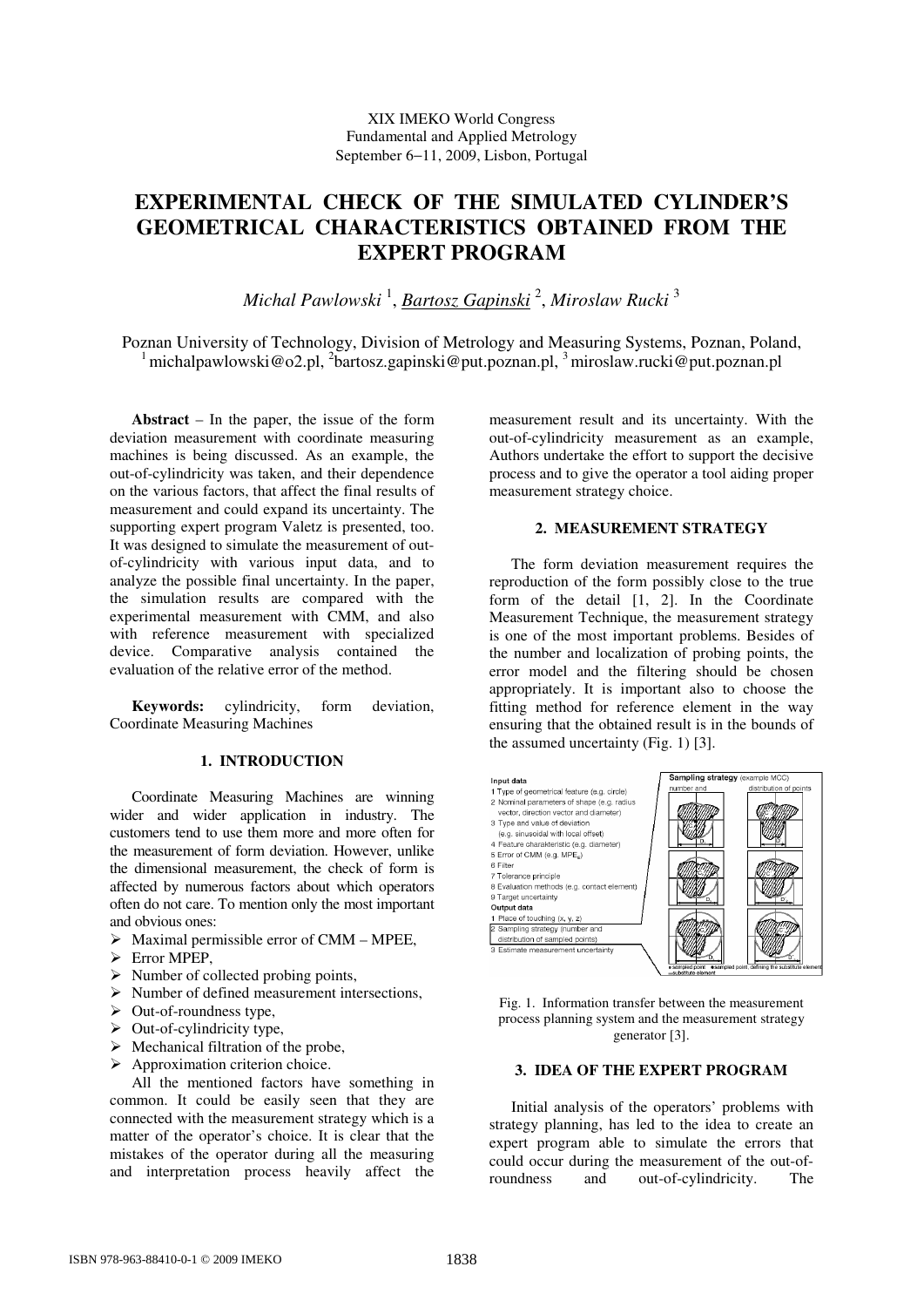XIX IMEKO World Congress
Fundamental and Applied Metrology
September 6−11, 2009, Lisbon, Portugal

# EXPERIMENTAL CHECK OF THE SIMULATED CYLINDER'S GEOMETRICAL CHARACTERISTICS OBTAINED FROM THE EXPERT PROGRAM

*Michal Pawlowski* [1], *Bartosz Gapinski* [2], *Miroslaw Rucki* [3]

Poznan University of Technology, Division of Metrology and Measuring Systems, Poznan, Poland,
[1] michalpawlowski@o2.pl, [2] bartosz.gapinski@put.poznan.pl, [3] miroslaw.rucki@put.poznan.pl

**Abstract** – In the paper, the issue of the form deviation measurement with coordinate measuring machines is being discussed. As an example, the out-of-cylindricity was taken, and their dependence on the various factors, that affect the final results of measurement and could expand its uncertainty. The supporting expert program Valetz is presented, too. It was designed to simulate the measurement of out-of-cylindricity with various input data, and to analyze the possible final uncertainty. In the paper, the simulation results are compared with the experimental measurement with CMM, and also with reference measurement with specialized device. Comparative analysis contained the evaluation of the relative error of the method.

**Keywords:** cylindricity, form deviation, Coordinate Measuring Machines

## 1. INTRODUCTION

Coordinate Measuring Machines are winning wider and wider application in industry. The customers tend to use them more and more often for the measurement of form deviation. However, unlike the dimensional measurement, the check of form is affected by numerous factors about which operators often do not care. To mention only the most important and obvious ones:

- Maximal permissible error of CMM – MPEE,
- Error MPEP,
- Number of collected probing points,
- Number of defined measurement intersections,
- Out-of-roundness type,
- Out-of-cylindricity type,
- Mechanical filtration of the probe,
- Approximation criterion choice.

All the mentioned factors have something in common. It could be easily seen that they are connected with the measurement strategy which is a matter of the operator's choice. It is clear that the mistakes of the operator during all the measuring and interpretation process heavily affect the measurement result and its uncertainty. With the out-of-cylindricity measurement as an example, Authors undertake the effort to support the decisive process and to give the operator a tool aiding proper measurement strategy choice.

## 2. MEASUREMENT STRATEGY

The form deviation measurement requires the reproduction of the form possibly close to the true form of the detail [1, 2]. In the Coordinate Measurement Technique, the measurement strategy is one of the most important problems. Besides of the number and localization of probing points, the error model and the filtering should be chosen appropriately. It is important also to choose the fitting method for reference element in the way ensuring that the obtained result is in the bounds of the assumed uncertainty (Fig. 1) [3].

Fig. 1. Information transfer between the measurement process planning system and the measurement strategy generator [3].

## 3. IDEA OF THE EXPERT PROGRAM

Initial analysis of the operators' problems with strategy planning, has led to the idea to create an expert program able to simulate the errors that could occur during the measurement of the out-of-roundness and out-of-cylindricity. The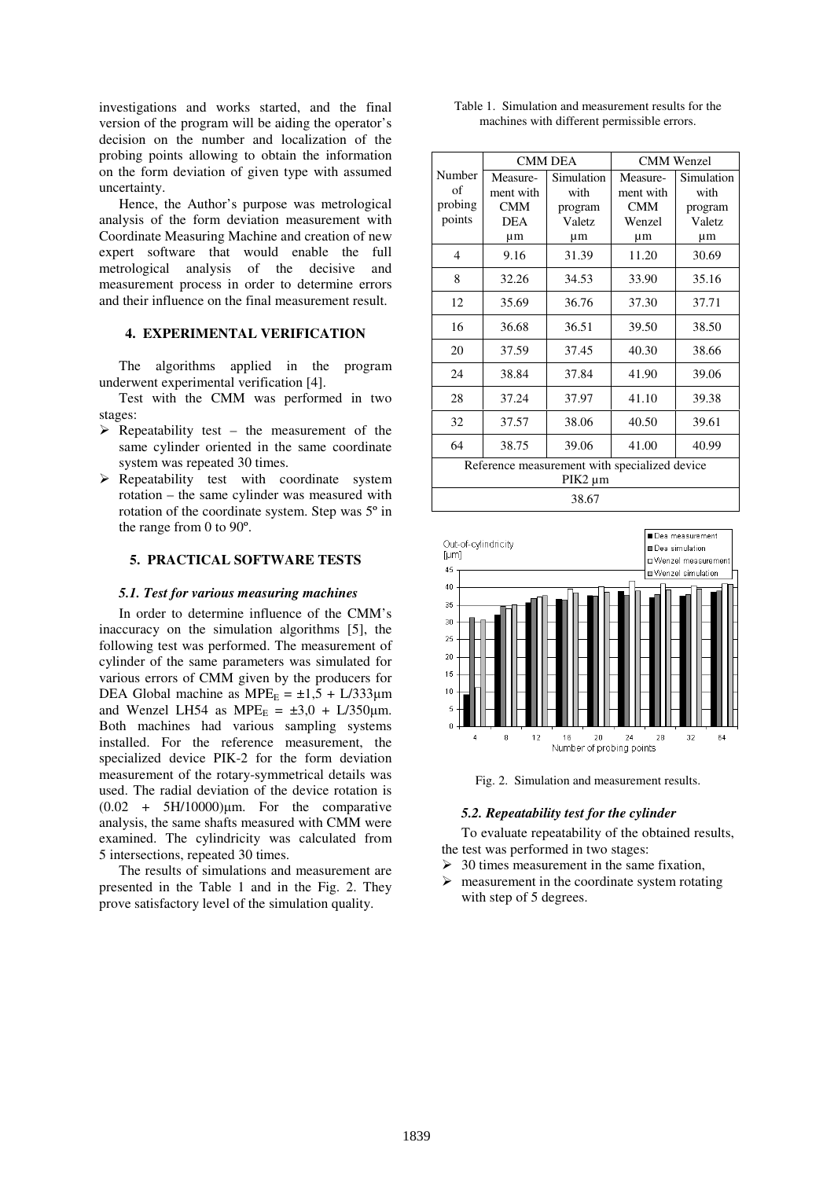investigations and works started, and the final version of the program will be aiding the operator's decision on the number and localization of the probing points allowing to obtain the information on the form deviation of given type with assumed uncertainty.

Hence, the Author's purpose was metrological analysis of the form deviation measurement with Coordinate Measuring Machine and creation of new expert software that would enable the full metrological analysis of the decisive and measurement process in order to determine errors and their influence on the final measurement result.

## 4. EXPERIMENTAL VERIFICATION

The algorithms applied in the program underwent experimental verification [4].

Test with the CMM was performed in two stages:

- Repeatability test – the measurement of the same cylinder oriented in the same coordinate system was repeated 30 times.
- Repeatability test with coordinate system rotation – the same cylinder was measured with rotation of the coordinate system. Step was 5º in the range from 0 to 90º.

## 5. PRACTICAL SOFTWARE TESTS

### *5.1. Test for various measuring machines*

In order to determine influence of the CMM's inaccuracy on the simulation algorithms [5], the following test was performed. The measurement of cylinder of the same parameters was simulated for various errors of CMM given by the producers for DEA Global machine as $MPE_E = \pm 1{,}5 + L/333\mu m$ and Wenzel LH54 as $MPE_E = \pm 3{,}0 + L/350\mu m$. Both machines had various sampling systems installed. For the reference measurement, the specialized device PIK-2 for the form deviation measurement of the rotary-symmetrical details was used. The radial deviation of the device rotation is $(0.02 + 5H/10000)\mu m$. For the comparative analysis, the same shafts measured with CMM were examined. The cylindricity was calculated from 5 intersections, repeated 30 times.

The results of simulations and measurement are presented in the Table 1 and in the Fig. 2. They prove satisfactory level of the simulation quality.

Table 1. Simulation and measurement results for the machines with different permissible errors.

| Number of probing points | CMM DEA | | CMM Wenzel | |
|---|---|---|---|---|
| | Measurement with CMM DEA µm | Simulation with program Valetz µm | Measurement with CMM Wenzel µm | Simulation with program Valetz µm |
| 4 | 9.16 | 31.39 | 11.20 | 30.69 |
| 8 | 32.26 | 34.53 | 33.90 | 35.16 |
| 12 | 35.69 | 36.76 | 37.30 | 37.71 |
| 16 | 36.68 | 36.51 | 39.50 | 38.50 |
| 20 | 37.59 | 37.45 | 40.30 | 38.66 |
| 24 | 38.84 | 37.84 | 41.90 | 39.06 |
| 28 | 37.24 | 37.97 | 41.10 | 39.38 |
| 32 | 37.57 | 38.06 | 40.50 | 39.61 |
| 64 | 38.75 | 39.06 | 41.00 | 40.99 |
| Reference measurement with specialized device PIK2 µm | | | | |
| 38.67 | | | | |

Fig. 2. Simulation and measurement results.

### *5.2. Repeatability test for the cylinder*

To evaluate repeatability of the obtained results, the test was performed in two stages:

- 30 times measurement in the same fixation,
- measurement in the coordinate system rotating with step of 5 degrees.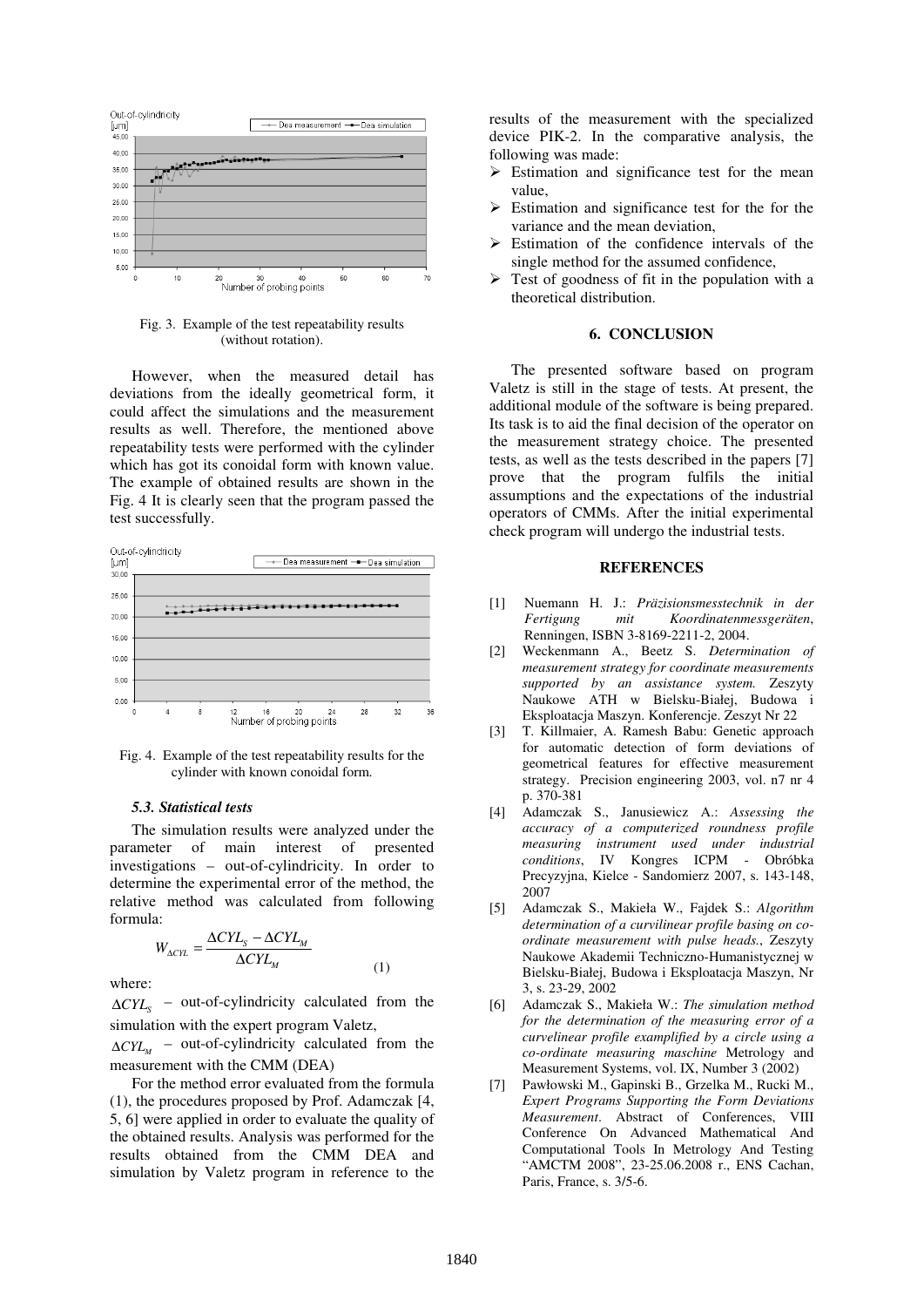Out-of-cylindricity
[µm]
Dea measurement — Dea simulation
45,00
40,00
35,00
30,00
25,00
20,00
15,00
10,00
5,00
0 10 20 30 40 50 60 70
Number of probing points

Fig. 3. Example of the test repeatability results (without rotation).

However, when the measured detail has deviations from the ideally geometrical form, it could affect the simulations and the measurement results as well. Therefore, the mentioned above repeatability tests were performed with the cylinder which has got its conoidal form with known value. The example of obtained results are shown in the Fig. 4 It is clearly seen that the program passed the test successfully.

Out-of-cylindricity
[µm]
Dea measurement — Dea simulation
30,00
25,00
20,00
15,00
10,00
5,00
0,00
0 4 8 12 16 20 24 28 32 36
Number of probing points

Fig. 4. Example of the test repeatability results for the cylinder with known conoidal form.

### *5.3. Statistical tests*

The simulation results were analyzed under the parameter of main interest of presented investigations – out-of-cylindricity. In order to determine the experimental error of the method, the relative method was calculated from following formula:

$$W_{\Delta CYL} = \frac{\Delta CYL_S - \Delta CYL_M}{\Delta CYL_M} \quad (1)$$

where:

$\Delta CYL_S$ – out-of-cylindricity calculated from the simulation with the expert program Valetz,

$\Delta CYL_M$ – out-of-cylindricity calculated from the measurement with the CMM (DEA)

For the method error evaluated from the formula (1), the procedures proposed by Prof. Adamczak [4, 5, 6] were applied in order to evaluate the quality of the obtained results. Analysis was performed for the results obtained from the CMM DEA and simulation by Valetz program in reference to the results of the measurement with the specialized device PIK-2. In the comparative analysis, the following was made:

- Estimation and significance test for the mean value,
- Estimation and significance test for the for the variance and the mean deviation,
- Estimation of the confidence intervals of the single method for the assumed confidence,
- Test of goodness of fit in the population with a theoretical distribution.

## 6. CONCLUSION

The presented software based on program Valetz is still in the stage of tests. At present, the additional module of the software is being prepared. Its task is to aid the final decision of the operator on the measurement strategy choice. The presented tests, as well as the tests described in the papers [7] prove that the program fulfils the initial assumptions and the expectations of the industrial operators of CMMs. After the initial experimental check program will undergo the industrial tests.

## REFERENCES

[1] Nuemann H. J.: *Präzisionsmesstechnik in der Fertigung mit Koordinatenmessgeräten*, Renningen, ISBN 3-8169-2211-2, 2004.

[2] Weckenmann A., Beetz S. *Determination of measurement strategy for coordinate measurements supported by an assistance system.* Zeszyty Naukowe ATH w Bielsku-Białej, Budowa i Eksploatacja Maszyn. Konferencje. Zeszyt Nr 22

[3] T. Killmaier, A. Ramesh Babu: Genetic approach for automatic detection of form deviations of geometrical features for effective measurement strategy. Precision engineering 2003, vol. n7 nr 4 p. 370-381

[4] Adamczak S., Janusiewicz A.: *Assessing the accuracy of a computerized roundness profile measuring instrument used under industrial conditions*, IV Kongres ICPM - Obróbka Precyzyjna, Kielce - Sandomierz 2007, s. 143-148, 2007

[5] Adamczak S., Makieła W., Fajdek S.: *Algorithm determination of a curvilinear profile basing on co-ordinate measurement with pulse heads.*, Zeszyty Naukowe Akademii Techniczno-Humanistycznej w Bielsku-Białej, Budowa i Eksploatacja Maszyn, Nr 3, s. 23-29, 2002

[6] Adamczak S., Makieła W.: *The simulation method for the determination of the measuring error of a curvelinear profile examplified by a circle using a co-ordinate measuring maschine* Metrology and Measurement Systems, vol. IX, Number 3 (2002)

[7] Pawłowski M., Gapinski B., Grzelka M., Rucki M., *Expert Programs Supporting the Form Deviations Measurement*. Abstract of Conferences, VIII Conference On Advanced Mathematical And Computational Tools In Metrology And Testing "AMCTM 2008", 23-25.06.2008 r., ENS Cachan, Paris, France, s. 3/5-6.